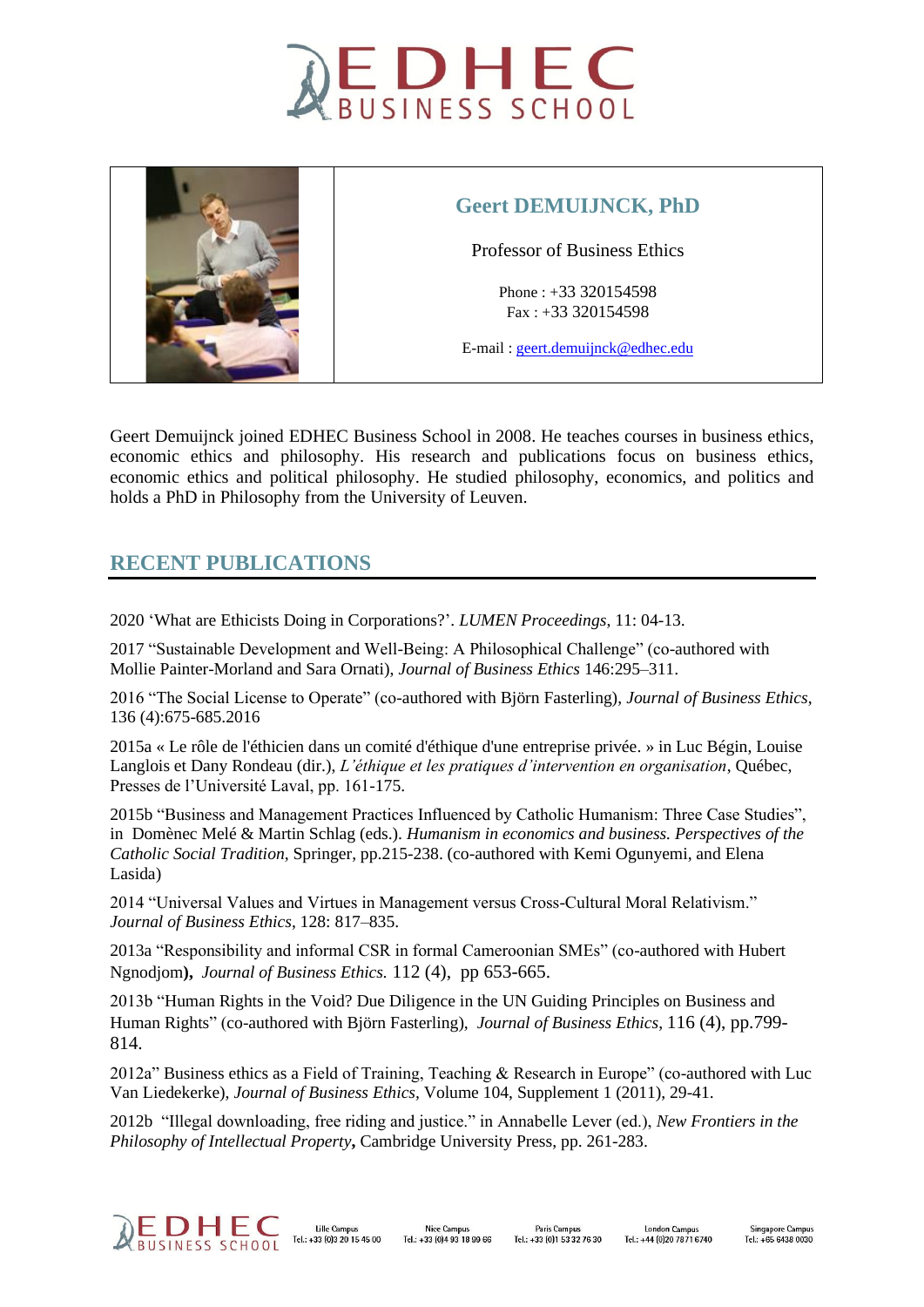# Geert DEMUIJNCK, PhD

Professor of Business Ethics

Phone : +33 320154598
Fax : +33 320154598

E-mail : geert.demuijnck@edhec.edu

Geert Demuijnck joined EDHEC Business School in 2008. He teaches courses in business ethics, economic ethics and philosophy. His research and publications focus on business ethics, economic ethics and political philosophy. He studied philosophy, economics, and politics and holds a PhD in Philosophy from the University of Leuven.

## RECENT PUBLICATIONS

2020 'What are Ethicists Doing in Corporations?'. *LUMEN Proceedings*, 11: 04-13.

2017 "Sustainable Development and Well-Being: A Philosophical Challenge" (co-authored with Mollie Painter-Morland and Sara Ornati), *Journal of Business Ethics* 146:295–311.

2016 "The Social License to Operate" (co-authored with Björn Fasterling), *Journal of Business Ethics*, 136 (4):675-685.2016

2015a « Le rôle de l'éthicien dans un comité d'éthique d'une entreprise privée. » in Luc Bégin, Louise Langlois et Dany Rondeau (dir.), *L'éthique et les pratiques d'intervention en organisation*, Québec, Presses de l'Université Laval, pp. 161-175.

2015b "Business and Management Practices Influenced by Catholic Humanism: Three Case Studies", in Domènec Melé & Martin Schlag (eds.). *Humanism in economics and business. Perspectives of the Catholic Social Tradition*, Springer, pp.215-238. (co-authored with Kemi Ogunyemi, and Elena Lasida)

2014 "Universal Values and Virtues in Management versus Cross-Cultural Moral Relativism." *Journal of Business Ethics*, 128: 817–835.

2013a "Responsibility and informal CSR in formal Cameroonian SMEs" (co-authored with Hubert Ngnodjom**),** *Journal of Business Ethics.* 112 (4), pp 653-665.

2013b "Human Rights in the Void? Due Diligence in the UN Guiding Principles on Business and Human Rights" (co-authored with Björn Fasterling), *Journal of Business Ethics*, 116 (4), pp.799-814.

2012a" Business ethics as a Field of Training, Teaching & Research in Europe" (co-authored with Luc Van Liedekerke), *Journal of Business Ethics*, Volume 104, Supplement 1 (2011), 29-41.

2012b "Illegal downloading, free riding and justice." in Annabelle Lever (ed.), *New Frontiers in the Philosophy of Intellectual Property***,** Cambridge University Press, pp. 261-283.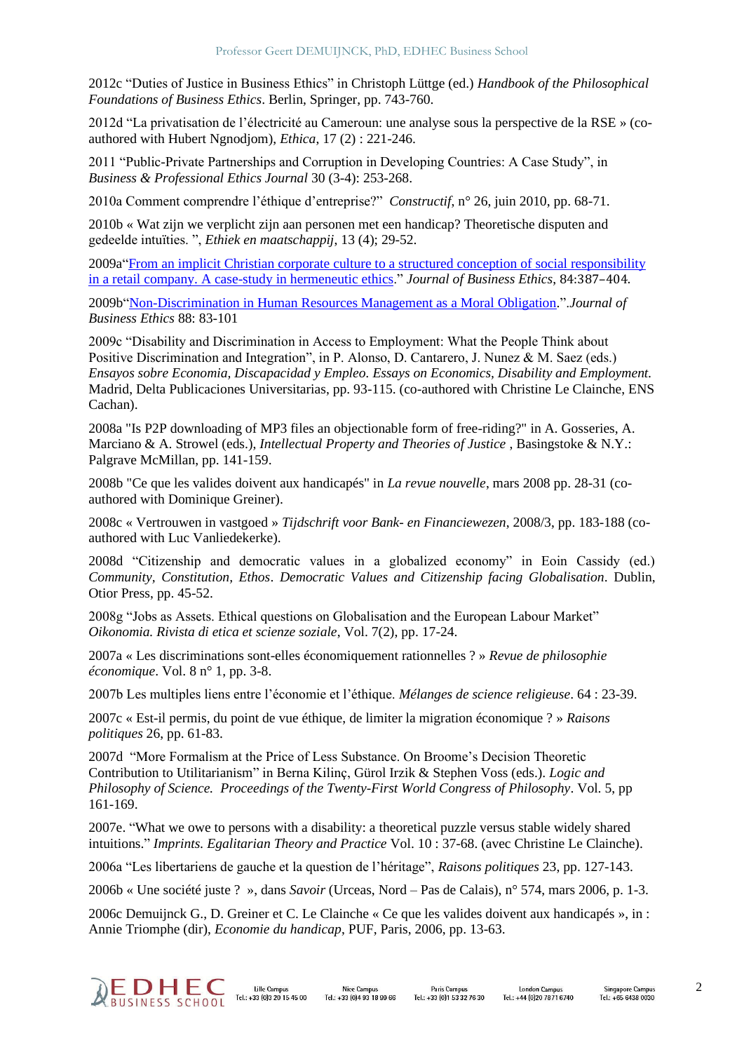2012c "Duties of Justice in Business Ethics" in Christoph Lüttge (ed.) *Handbook of the Philosophical Foundations of Business Ethics*. Berlin, Springer, pp. 743-760.

2012d "La privatisation de l'électricité au Cameroun: une analyse sous la perspective de la RSE » (co-authored with Hubert Ngnodjom), *Ethica*, 17 (2) : 221-246.

2011 "Public-Private Partnerships and Corruption in Developing Countries: A Case Study", in *Business & Professional Ethics Journal* 30 (3-4): 253-268.

2010a Comment comprendre l'éthique d'entreprise?" *Constructif*, n° 26, juin 2010, pp. 68-71.

2010b « Wat zijn we verplicht zijn aan personen met een handicap? Theoretische disputen and gedeelde intuïties. ", *Ethiek en maatschappij*, 13 (4); 29-52.

2009a"From an implicit Christian corporate culture to a structured conception of social responsibility in a retail company. A case-study in hermeneutic ethics." *Journal of Business Ethics*, 84:387–404.

2009b"Non-Discrimination in Human Resources Management as a Moral Obligation.".*Journal of Business Ethics* 88: 83-101

2009c "Disability and Discrimination in Access to Employment: What the People Think about Positive Discrimination and Integration", in P. Alonso, D. Cantarero, J. Nunez & M. Saez (eds.) *Ensayos sobre Economia, Discapacidad y Empleo. Essays on Economics, Disability and Employment*. Madrid, Delta Publicaciones Universitarias, pp. 93-115. (co-authored with Christine Le Clainche, ENS Cachan).

2008a "Is P2P downloading of MP3 files an objectionable form of free-riding?" in A. Gosseries, A. Marciano & A. Strowel (eds.), *Intellectual Property and Theories of Justice* , Basingstoke & N.Y.: Palgrave McMillan, pp. 141-159.

2008b "Ce que les valides doivent aux handicapés" in *La revue nouvelle*, mars 2008 pp. 28-31 (co-authored with Dominique Greiner).

2008c « Vertrouwen in vastgoed » *Tijdschrift voor Bank- en Financiewezen*, 2008/3, pp. 183-188 (co-authored with Luc Vanliedekerke).

2008d "Citizenship and democratic values in a globalized economy" in Eoin Cassidy (ed.) *Community, Constitution, Ethos*. *Democratic Values and Citizenship facing Globalisation*. Dublin, Otior Press, pp. 45-52.

2008g "Jobs as Assets. Ethical questions on Globalisation and the European Labour Market" *Oikonomia. Rivista di etica et scienze soziale*, Vol. 7(2), pp. 17-24.

2007a « Les discriminations sont-elles économiquement rationnelles ? » *Revue de philosophie économique*. Vol. 8 n° 1, pp. 3-8.

2007b Les multiples liens entre l'économie et l'éthique. *Mélanges de science religieuse*. 64 : 23-39.

2007c « Est-il permis, du point de vue éthique, de limiter la migration économique ? » *Raisons politiques* 26, pp. 61-83.

2007d "More Formalism at the Price of Less Substance. On Broome's Decision Theoretic Contribution to Utilitarianism" in Berna Kilinç, Gürol Irzik & Stephen Voss (eds.). *Logic and Philosophy of Science. Proceedings of the Twenty-First World Congress of Philosophy*. Vol. 5, pp 161-169.

2007e. "What we owe to persons with a disability: a theoretical puzzle versus stable widely shared intuitions." *Imprints. Egalitarian Theory and Practice* Vol. 10 : 37-68. (avec Christine Le Clainche).

2006a "Les libertariens de gauche et la question de l'héritage", *Raisons politiques* 23, pp. 127-143.

2006b « Une société juste ? », dans *Savoir* (Urceas, Nord – Pas de Calais), n° 574, mars 2006, p. 1-3.

2006c Demuijnck G., D. Greiner et C. Le Clainche « Ce que les valides doivent aux handicapés », in : Annie Triomphe (dir), *Economie du handicap*, PUF, Paris, 2006, pp. 13-63.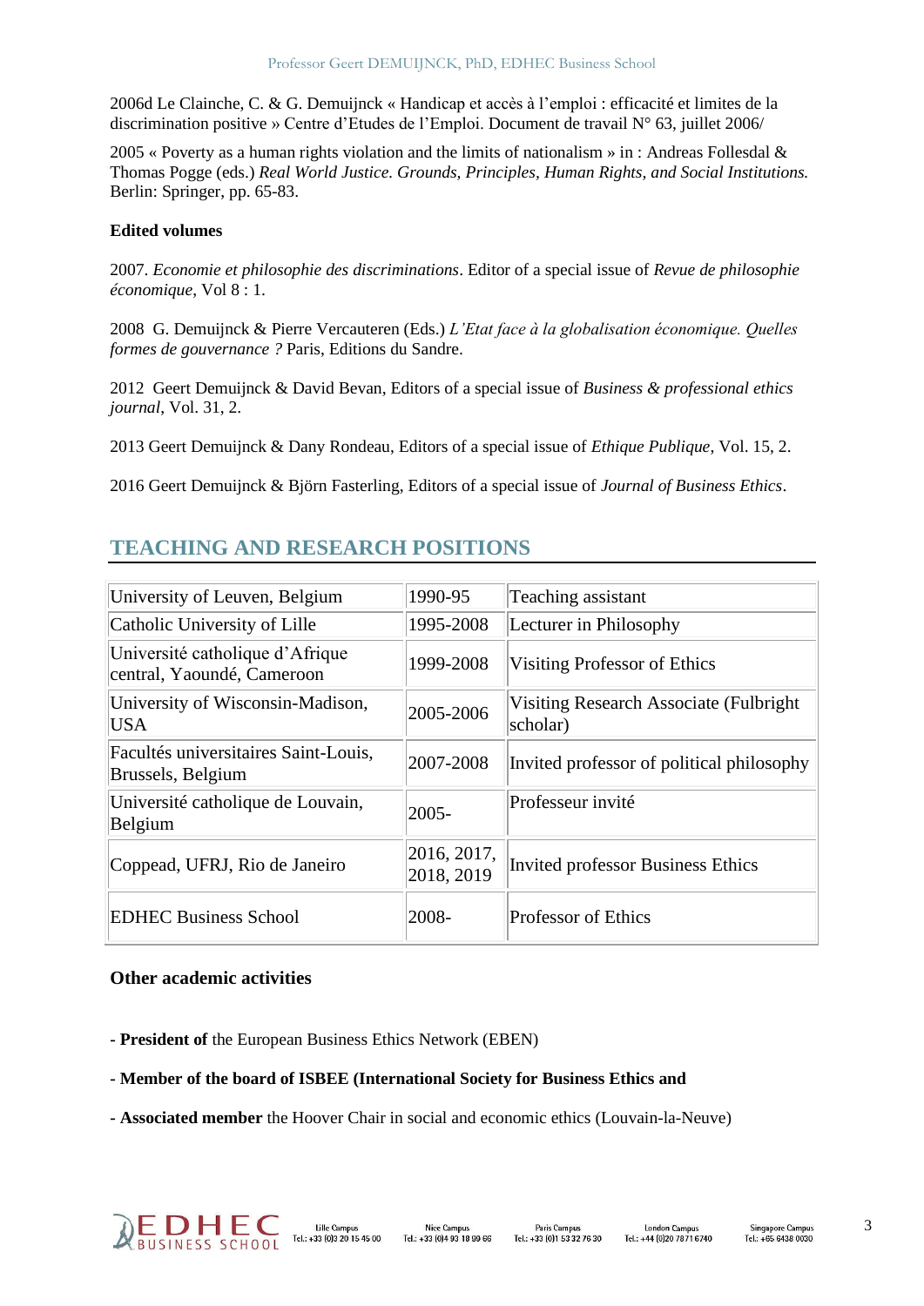2006d Le Clainche, C. & G. Demuijnck « Handicap et accès à l'emploi : efficacité et limites de la discrimination positive » Centre d'Etudes de l'Emploi. Document de travail N° 63, juillet 2006/

2005 « Poverty as a human rights violation and the limits of nationalism » in : Andreas Follesdal & Thomas Pogge (eds.) *Real World Justice. Grounds, Principles, Human Rights, and Social Institutions.* Berlin: Springer, pp. 65-83.

**Edited volumes**

2007. *Economie et philosophie des discriminations*. Editor of a special issue of *Revue de philosophie économique*, Vol 8 : 1.

2008 G. Demuijnck & Pierre Vercauteren (Eds.) *L'Etat face à la globalisation économique. Quelles formes de gouvernance ?* Paris, Editions du Sandre.

2012 Geert Demuijnck & David Bevan, Editors of a special issue of *Business & professional ethics journal*, Vol. 31, 2.

2013 Geert Demuijnck & Dany Rondeau, Editors of a special issue of *Ethique Publique*, Vol. 15, 2.

2016 Geert Demuijnck & Björn Fasterling, Editors of a special issue of *Journal of Business Ethics*.

## TEACHING AND RESEARCH POSITIONS

| | | |
|---|---|---|
| University of Leuven, Belgium | 1990-95 | Teaching assistant |
| Catholic University of Lille | 1995-2008 | Lecturer in Philosophy |
| Université catholique d'Afrique central, Yaoundé, Cameroon | 1999-2008 | Visiting Professor of Ethics |
| University of Wisconsin-Madison, USA | 2005-2006 | Visiting Research Associate (Fulbright scholar) |
| Facultés universitaires Saint-Louis, Brussels, Belgium | 2007-2008 | Invited professor of political philosophy |
| Université catholique de Louvain, Belgium | 2005- | Professeur invité |
| Coppead, UFRJ, Rio de Janeiro | 2016, 2017, 2018, 2019 | Invited professor Business Ethics |
| EDHEC Business School | 2008- | Professor of Ethics |

**Other academic activities**

- **President of** the European Business Ethics Network (EBEN)

- **Member of the board of ISBEE (International Society for Business Ethics and**

- **Associated member** the Hoover Chair in social and economic ethics (Louvain-la-Neuve)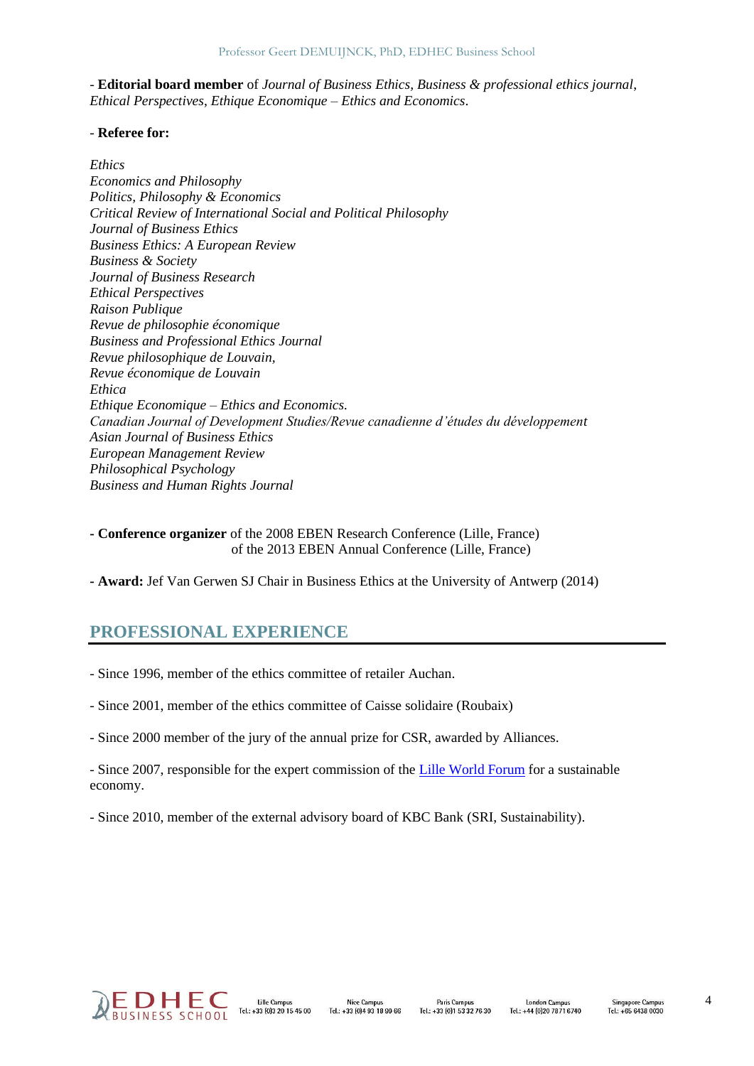- **Editorial board member** of *Journal of Business Ethics*, *Business & professional ethics journal*, *Ethical Perspectives*, *Ethique Economique – Ethics and Economics*.

- **Referee for:**

*Ethics*
*Economics and Philosophy*
*Politics, Philosophy & Economics*
*Critical Review of International Social and Political Philosophy*
*Journal of Business Ethics*
*Business Ethics: A European Review*
*Business & Society*
*Journal of Business Research*
*Ethical Perspectives*
*Raison Publique*
*Revue de philosophie économique*
*Business and Professional Ethics Journal*
*Revue philosophique de Louvain,*
*Revue économique de Louvain*
*Ethica*
*Ethique Economique – Ethics and Economics.*
*Canadian Journal of Development Studies/Revue canadienne d'études du développement*
*Asian Journal of Business Ethics*
*European Management Review*
*Philosophical Psychology*
*Business and Human Rights Journal*

- **Conference organizer** of the 2008 EBEN Research Conference (Lille, France)
of the 2013 EBEN Annual Conference (Lille, France)

- **Award:** Jef Van Gerwen SJ Chair in Business Ethics at the University of Antwerp (2014)

## PROFESSIONAL EXPERIENCE

- Since 1996, member of the ethics committee of retailer Auchan.

- Since 2001, member of the ethics committee of Caisse solidaire (Roubaix)

- Since 2000 member of the jury of the annual prize for CSR, awarded by Alliances.

- Since 2007, responsible for the expert commission of the Lille World Forum for a sustainable economy.

- Since 2010, member of the external advisory board of KBC Bank (SRI, Sustainability).